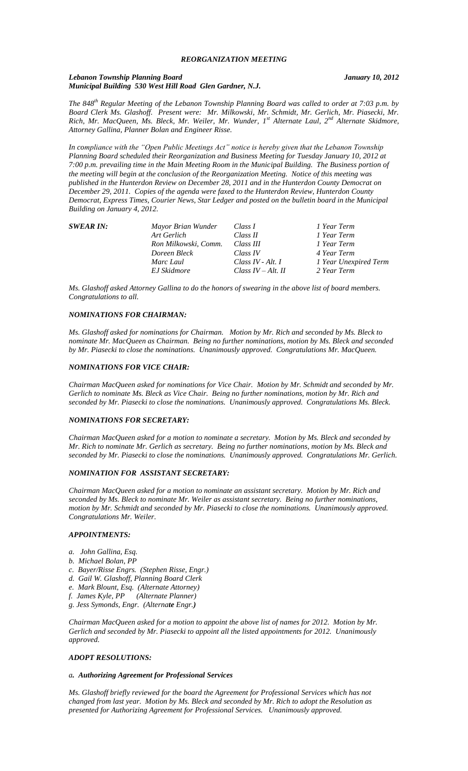***REORGANIZATION MEETING***

***Lebanon Township Planning Board*** ***January 10, 2012***
***Municipal Building 530 West Hill Road Glen Gardner, N.J.***

*The 848th Regular Meeting of the Lebanon Township Planning Board was called to order at 7:03 p.m. by Board Clerk Ms. Glashoff. Present were: Mr. Milkowski, Mr. Schmidt, Mr. Gerlich, Mr. Piasecki, Mr. Rich, Mr. MacQueen, Ms. Bleck, Mr. Weiler, Mr. Wunder, 1st Alternate Laul, 2nd Alternate Skidmore, Attorney Gallina, Planner Bolan and Engineer Risse.*

*In compliance with the "Open Public Meetings Act" notice is hereby given that the Lebanon Township Planning Board scheduled their Reorganization and Business Meeting for Tuesday January 10, 2012 at 7:00 p.m. prevailing time in the Main Meeting Room in the Municipal Building. The Business portion of the meeting will begin at the conclusion of the Reorganization Meeting. Notice of this meeting was published in the Hunterdon Review on December 28, 2011 and in the Hunterdon County Democrat on December 29, 2011. Copies of the agenda were faxed to the Hunterdon Review, Hunterdon County Democrat, Express Times, Courier News, Star Ledger and posted on the bulletin board in the Municipal Building on January 4, 2012.*

| ***SWEAR IN:*** | *Mayor Brian Wunder* | *Class I* | *1 Year Term* |
|---|---|---|---|
| | *Art Gerlich* | *Class II* | *1 Year Term* |
| | *Ron Milkowski, Comm.* | *Class III* | *1 Year Term* |
| | *Doreen Bleck* | *Class IV* | *4 Year Term* |
| | *Marc Laul* | *Class IV - Alt. I* | *1 Year Unexpired Term* |
| | *EJ Skidmore* | *Class IV – Alt. II* | *2 Year Term* |

*Ms. Glashoff asked Attorney Gallina to do the honors of swearing in the above list of board members. Congratulations to all.*

***NOMINATIONS FOR CHAIRMAN:***

*Ms. Glashoff asked for nominations for Chairman. Motion by Mr. Rich and seconded by Ms. Bleck to nominate Mr. MacQueen as Chairman. Being no further nominations, motion by Ms. Bleck and seconded by Mr. Piasecki to close the nominations. Unanimously approved. Congratulations Mr. MacQueen.*

***NOMINATIONS FOR VICE CHAIR:***

*Chairman MacQueen asked for nominations for Vice Chair. Motion by Mr. Schmidt and seconded by Mr. Gerlich to nominate Ms. Bleck as Vice Chair. Being no further nominations, motion by Mr. Rich and seconded by Mr. Piasecki to close the nominations. Unanimously approved. Congratulations Ms. Bleck.*

***NOMINATIONS FOR SECRETARY:***

*Chairman MacQueen asked for a motion to nominate a secretary. Motion by Ms. Bleck and seconded by Mr. Rich to nominate Mr. Gerlich as secretary. Being no further nominations, motion by Ms. Bleck and seconded by Mr. Piasecki to close the nominations. Unanimously approved. Congratulations Mr. Gerlich.*

***NOMINATION FOR ASSISTANT SECRETARY:***

*Chairman MacQueen asked for a motion to nominate an assistant secretary. Motion by Mr. Rich and seconded by Ms. Bleck to nominate Mr. Weiler as assistant secretary. Being no further nominations, motion by Mr. Schmidt and seconded by Mr. Piasecki to close the nominations. Unanimously approved. Congratulations Mr. Weiler.*

***APPOINTMENTS:***

- *a. John Gallina, Esq.*
- *b. Michael Bolan, PP*
- *c. Bayer/Risse Engrs. (Stephen Risse, Engr.)*
- *d. Gail W. Glashoff, Planning Board Clerk*
- *e. Mark Blount, Esq. (Alternate Attorney)*
- *f. James Kyle, PP (Alternate Planner)*
- *g. Jess Symonds, Engr. (Alterna**te** Engr.**)***

*Chairman MacQueen asked for a motion to appoint the above list of names for 2012. Motion by Mr. Gerlich and seconded by Mr. Piasecki to appoint all the listed appointments for 2012. Unanimously approved.*

***ADOPT RESOLUTIONS:***

***a. Authorizing Agreement for Professional Services***

*Ms. Glashoff briefly reviewed for the board the Agreement for Professional Services which has not changed from last year. Motion by Ms. Bleck and seconded by Mr. Rich to adopt the Resolution as presented for Authorizing Agreement for Professional Services. Unanimously approved.*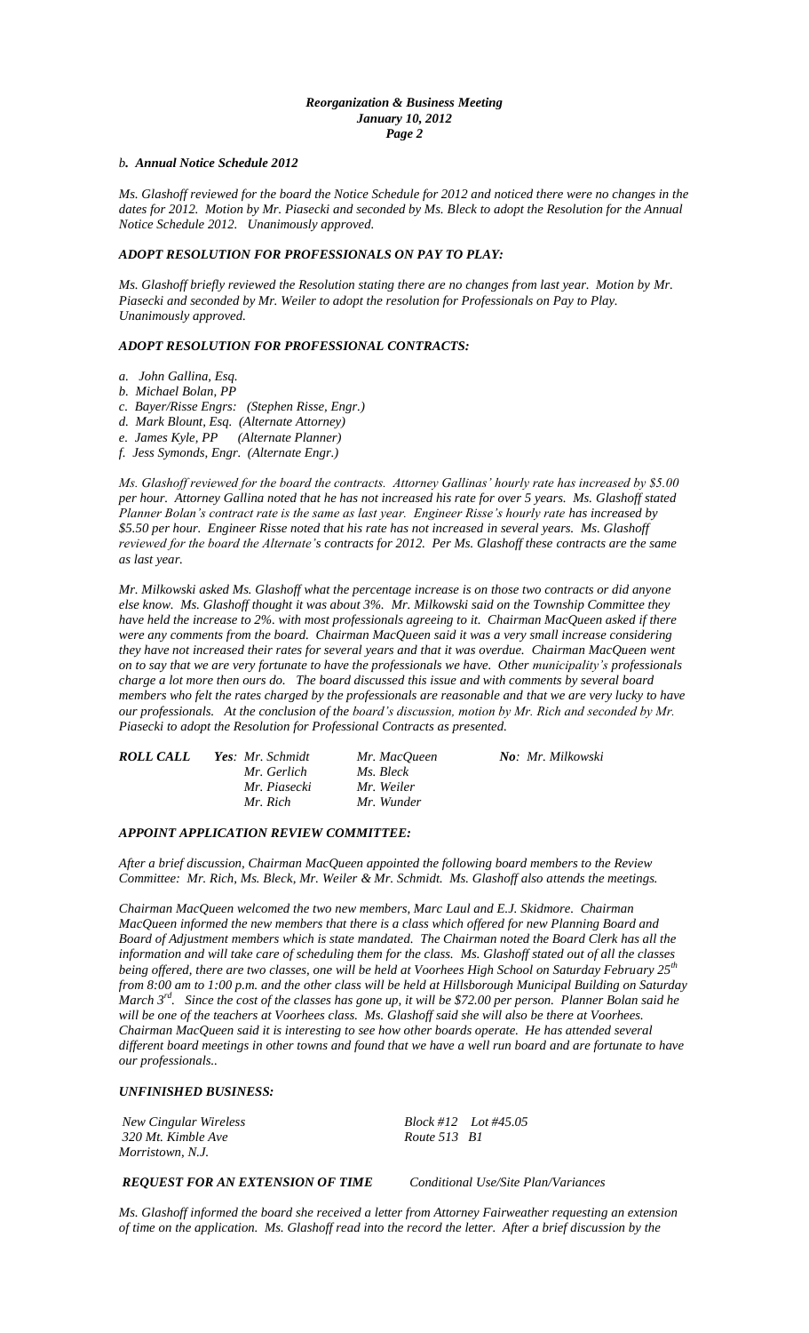*b. **Annual Notice Schedule 2012***

*Ms. Glashoff reviewed for the board the Notice Schedule for 2012 and noticed there were no changes in the dates for 2012. Motion by Mr. Piasecki and seconded by Ms. Bleck to adopt the Resolution for the Annual Notice Schedule 2012. Unanimously approved.*

***ADOPT RESOLUTION FOR PROFESSIONALS ON PAY TO PLAY:***

*Ms. Glashoff briefly reviewed the Resolution stating there are no changes from last year. Motion by Mr. Piasecki and seconded by Mr. Weiler to adopt the resolution for Professionals on Pay to Play. Unanimously approved.*

***ADOPT RESOLUTION FOR PROFESSIONAL CONTRACTS:***

*a. John Gallina, Esq.*
*b. Michael Bolan, PP*
*c. Bayer/Risse Engrs: (Stephen Risse, Engr.)*
*d. Mark Blount, Esq. (Alternate Attorney)*
*e. James Kyle, PP (Alternate Planner)*
*f. Jess Symonds, Engr. (Alternate Engr.)*

*Ms. Glashoff reviewed for the board the contracts. Attorney Gallinas' hourly rate has increased by $5.00 per hour. Attorney Gallina noted that he has not increased his rate for over 5 years. Ms. Glashoff stated Planner Bolan's contract rate is the same as last year. Engineer Risse's hourly rate has increased by $5.50 per hour. Engineer Risse noted that his rate has not increased in several years. Ms. Glashoff reviewed for the board the Alternate's contracts for 2012. Per Ms. Glashoff these contracts are the same as last year.*

*Mr. Milkowski asked Ms. Glashoff what the percentage increase is on those two contracts or did anyone else know. Ms. Glashoff thought it was about 3%. Mr. Milkowski said on the Township Committee they have held the increase to 2%. with most professionals agreeing to it. Chairman MacQueen asked if there were any comments from the board. Chairman MacQueen said it was a very small increase considering they have not increased their rates for several years and that it was overdue. Chairman MacQueen went on to say that we are very fortunate to have the professionals we have. Other municipality's professionals charge a lot more then ours do. The board discussed this issue and with comments by several board members who felt the rates charged by the professionals are reasonable and that we are very lucky to have our professionals. At the conclusion of the board's discussion, motion by Mr. Rich and seconded by Mr. Piasecki to adopt the Resolution for Professional Contracts as presented.*

| ***ROLL CALL*** | ***Yes**: Mr. Schmidt* | *Mr. MacQueen* | ***No**: Mr. Milkowski* |
|---|---|---|---|
| | *Mr. Gerlich* | *Ms. Bleck* | |
| | *Mr. Piasecki* | *Mr. Weiler* | |
| | *Mr. Rich* | *Mr. Wunder* | |

***APPOINT APPLICATION REVIEW COMMITTEE:***

*After a brief discussion, Chairman MacQueen appointed the following board members to the Review Committee: Mr. Rich, Ms. Bleck, Mr. Weiler & Mr. Schmidt. Ms. Glashoff also attends the meetings.*

*Chairman MacQueen welcomed the two new members, Marc Laul and E.J. Skidmore. Chairman MacQueen informed the new members that there is a class which offered for new Planning Board and Board of Adjustment members which is state mandated. The Chairman noted the Board Clerk has all the information and will take care of scheduling them for the class. Ms. Glashoff stated out of all the classes being offered, there are two classes, one will be held at Voorhees High School on Saturday February 25th from 8:00 am to 1:00 p.m. and the other class will be held at Hillsborough Municipal Building on Saturday March 3rd. Since the cost of the classes has gone up, it will be $72.00 per person. Planner Bolan said he will be one of the teachers at Voorhees class. Ms. Glashoff said she will also be there at Voorhees. Chairman MacQueen said it is interesting to see how other boards operate. He has attended several different board meetings in other towns and found that we have a well run board and are fortunate to have our professionals..*

***UNFINISHED BUSINESS:***

*New Cingular Wireless* — *Block #12 Lot #45.05*
*320 Mt. Kimble Ave* — *Route 513 B1*
*Morristown, N.J.*

***REQUEST FOR AN EXTENSION OF TIME*** — *Conditional Use/Site Plan/Variances*

*Ms. Glashoff informed the board she received a letter from Attorney Fairweather requesting an extension of time on the application. Ms. Glashoff read into the record the letter. After a brief discussion by the*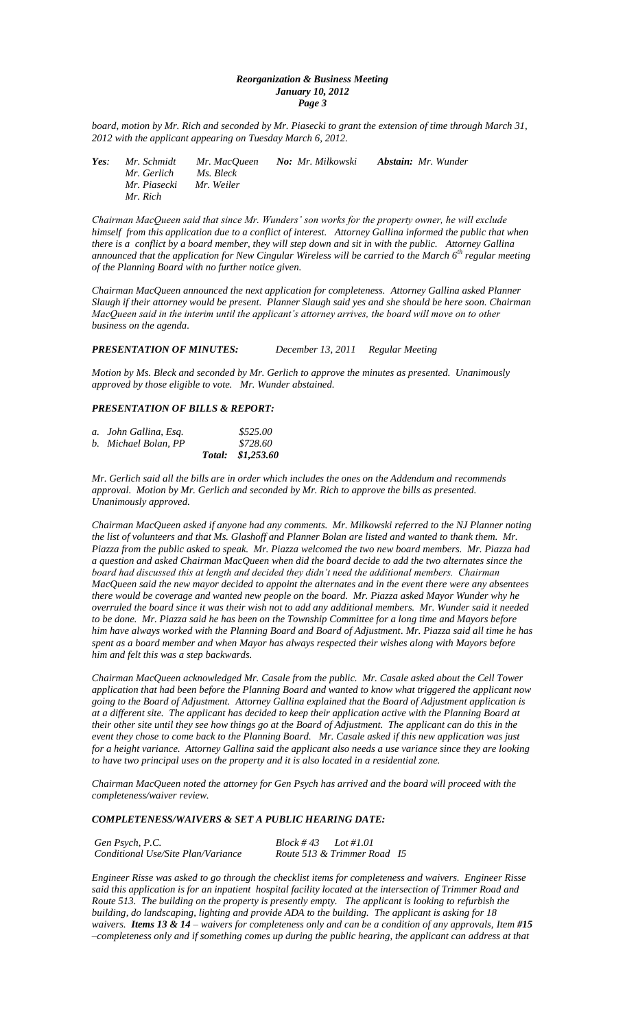*board, motion by Mr. Rich and seconded by Mr. Piasecki to grant the extension of time through March 31, 2012 with the applicant appearing on Tuesday March 6, 2012.*

| *Yes:* | | *No:* | *Abstain:* |
|---|---|---|---|
| *Mr. Schmidt* | *Mr. MacQueen* | *Mr. Milkowski* | *Mr. Wunder* |
| *Mr. Gerlich* | *Ms. Bleck* | | |
| *Mr. Piasecki* | *Mr. Weiler* | | |
| *Mr. Rich* | | | |

*Chairman MacQueen said that since Mr. Wunders' son works for the property owner, he will exclude himself from this application due to a conflict of interest. Attorney Gallina informed the public that when there is a conflict by a board member, they will step down and sit in with the public. Attorney Gallina announced that the application for New Cingular Wireless will be carried to the March 6th regular meeting of the Planning Board with no further notice given.*

*Chairman MacQueen announced the next application for completeness. Attorney Gallina asked Planner Slaugh if their attorney would be present. Planner Slaugh said yes and she should be here soon. Chairman MacQueen said in the interim until the applicant's attorney arrives, the board will move on to other business on the agenda.*

***PRESENTATION OF MINUTES:*** *December 13, 2011 Regular Meeting*

*Motion by Ms. Bleck and seconded by Mr. Gerlich to approve the minutes as presented. Unanimously approved by those eligible to vote. Mr. Wunder abstained.*

***PRESENTATION OF BILLS & REPORT:***

| | | |
|---|---|---|
| *a. John Gallina, Esq.* | | *$525.00* |
| *b. Michael Bolan, PP* | | *$728.60* |
| | *Total:* | *$1,253.60* |

*Mr. Gerlich said all the bills are in order which includes the ones on the Addendum and recommends approval. Motion by Mr. Gerlich and seconded by Mr. Rich to approve the bills as presented. Unanimously approved.*

*Chairman MacQueen asked if anyone had any comments. Mr. Milkowski referred to the NJ Planner noting the list of volunteers and that Ms. Glashoff and Planner Bolan are listed and wanted to thank them. Mr. Piazza from the public asked to speak. Mr. Piazza welcomed the two new board members. Mr. Piazza had a question and asked Chairman MacQueen when did the board decide to add the two alternates since the board had discussed this at length and decided they didn't need the additional members. Chairman MacQueen said the new mayor decided to appoint the alternates and in the event there were any absentees there would be coverage and wanted new people on the board. Mr. Piazza asked Mayor Wunder why he overruled the board since it was their wish not to add any additional members. Mr. Wunder said it needed to be done. Mr. Piazza said he has been on the Township Committee for a long time and Mayors before him have always worked with the Planning Board and Board of Adjustment. Mr. Piazza said all time he has spent as a board member and when Mayor has always respected their wishes along with Mayors before him and felt this was a step backwards.*

*Chairman MacQueen acknowledged Mr. Casale from the public. Mr. Casale asked about the Cell Tower application that had been before the Planning Board and wanted to know what triggered the applicant now going to the Board of Adjustment. Attorney Gallina explained that the Board of Adjustment application is at a different site. The applicant has decided to keep their application active with the Planning Board at their other site until they see how things go at the Board of Adjustment. The applicant can do this in the event they chose to come back to the Planning Board. Mr. Casale asked if this new application was just for a height variance. Attorney Gallina said the applicant also needs a use variance since they are looking to have two principal uses on the property and it is also located in a residential zone.*

*Chairman MacQueen noted the attorney for Gen Psych has arrived and the board will proceed with the completeness/waiver review.*

***COMPLETENESS/WAIVERS & SET A PUBLIC HEARING DATE:***

| | |
|---|---|
| *Gen Psych, P.C.* | *Block # 43 Lot #1.01* |
| *Conditional Use/Site Plan/Variance* | *Route 513 & Trimmer Road I5* |

*Engineer Risse was asked to go through the checklist items for completeness and waivers. Engineer Risse said this application is for an inpatient hospital facility located at the intersection of Trimmer Road and Route 513. The building on the property is presently empty. The applicant is looking to refurbish the building, do landscaping, lighting and provide ADA to the building. The applicant is asking for 18 waivers. **Items 13 & 14** – waivers for completeness only and can be a condition of any approvals, **Item #15** –completeness only and if something comes up during the public hearing, the applicant can address at that*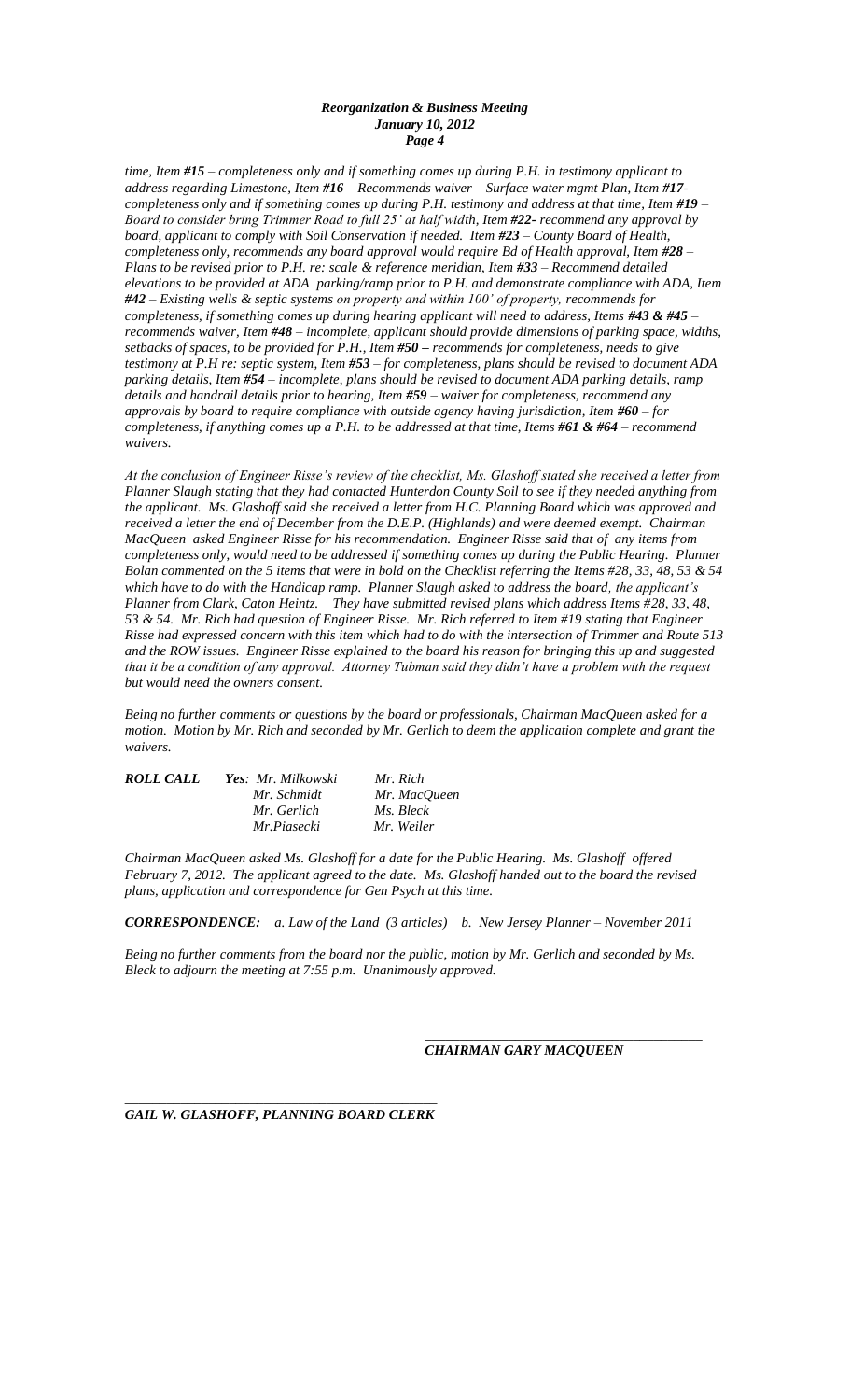*time, Item **#15** – completeness only and if something comes up during P.H. in testimony applicant to address regarding Limestone, Item **#16** – Recommends waiver – Surface water mgmt Plan, Item **#17**- completeness only and if something comes up during P.H. testimony and address at that time, Item **#19** – Board to consider bring Trimmer Road to full 25' at half width, Item **#22**- recommend any approval by board, applicant to comply with Soil Conservation if needed. Item **#23** – County Board of Health, completeness only, recommends any board approval would require Bd of Health approval, Item **#28** – Plans to be revised prior to P.H. re: scale & reference meridian, Item **#33** – Recommend detailed elevations to be provided at ADA parking/ramp prior to P.H. and demonstrate compliance with ADA, Item **#42** – Existing wells & septic systems on property and within 100' of property, recommends for completeness, if something comes up during hearing applicant will need to address, Items **#43 & #45** – recommends waiver, Item **#48** – incomplete, applicant should provide dimensions of parking space, widths, setbacks of spaces, to be provided for P.H., Item **#50** – recommends for completeness, needs to give testimony at P.H re: septic system, Item **#53** – for completeness, plans should be revised to document ADA parking details, Item **#54** – incomplete, plans should be revised to document ADA parking details, ramp details and handrail details prior to hearing, Item **#59** – waiver for completeness, recommend any approvals by board to require compliance with outside agency having jurisdiction, Item **#60** – for completeness, if anything comes up a P.H. to be addressed at that time, Items **#61 & #64** – recommend waivers.*

*At the conclusion of Engineer Risse's review of the checklist, Ms. Glashoff stated she received a letter from Planner Slaugh stating that they had contacted Hunterdon County Soil to see if they needed anything from the applicant. Ms. Glashoff said she received a letter from H.C. Planning Board which was approved and received a letter the end of December from the D.E.P. (Highlands) and were deemed exempt. Chairman MacQueen asked Engineer Risse for his recommendation. Engineer Risse said that of any items from completeness only, would need to be addressed if something comes up during the Public Hearing. Planner Bolan commented on the 5 items that were in bold on the Checklist referring the Items #28, 33, 48, 53 & 54 which have to do with the Handicap ramp. Planner Slaugh asked to address the board, the applicant's Planner from Clark, Caton Heintz. They have submitted revised plans which address Items #28, 33, 48, 53 & 54. Mr. Rich had question of Engineer Risse. Mr. Rich referred to Item #19 stating that Engineer Risse had expressed concern with this item which had to do with the intersection of Trimmer and Route 513 and the ROW issues. Engineer Risse explained to the board his reason for bringing this up and suggested that it be a condition of any approval. Attorney Tubman said they didn't have a problem with the request but would need the owners consent.*

*Being no further comments or questions by the board or professionals, Chairman MacQueen asked for a motion. Motion by Mr. Rich and seconded by Mr. Gerlich to deem the application complete and grant the waivers.*

| | | |
|---|---|---|
| ***ROLL CALL*** | ***Yes**: Mr. Milkowski* | *Mr. Rich* |
| | *Mr. Schmidt* | *Mr. MacQueen* |
| | *Mr. Gerlich* | *Ms. Bleck* |
| | *Mr.Piasecki* | *Mr. Weiler* |

*Chairman MacQueen asked Ms. Glashoff for a date for the Public Hearing. Ms. Glashoff offered February 7, 2012. The applicant agreed to the date. Ms. Glashoff handed out to the board the revised plans, application and correspondence for Gen Psych at this time.*

***CORRESPONDENCE:*** *a. Law of the Land (3 articles) b. New Jersey Planner – November 2011*

*Being no further comments from the board nor the public, motion by Mr. Gerlich and seconded by Ms. Bleck to adjourn the meeting at 7:55 p.m. Unanimously approved.*

\_\_\_\_\_\_\_\_\_\_\_\_\_\_\_\_\_\_\_\_\_\_\_\_\_\_\_\_\_\_\_\_\_\_\_\_\_\_\_\_

***CHAIRMAN GARY MACQUEEN***

\_\_\_\_\_\_\_\_\_\_\_\_\_\_\_\_\_\_\_\_\_\_\_\_\_\_\_\_\_\_\_\_\_\_\_\_\_\_\_\_

***GAIL W. GLASHOFF, PLANNING BOARD CLERK***